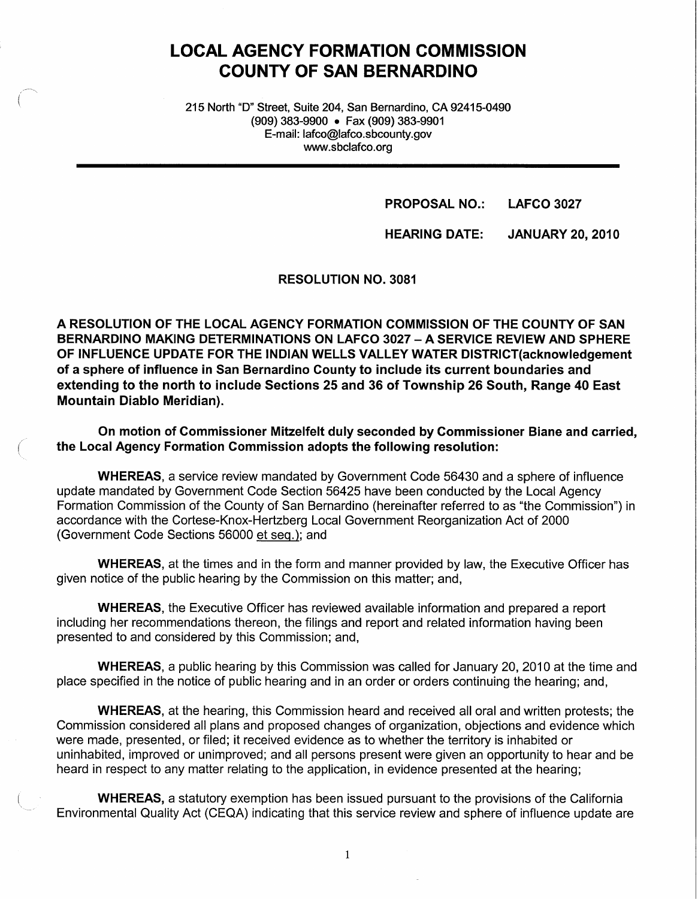# LOCAL AGENCY FORMATION COMMISSION
# COUNTY OF SAN BERNARDINO

215 North "D" Street, Suite 204, San Bernardino, CA 92415-0490
(909) 383-9900 • Fax (909) 383-9901
E-mail: lafco@lafco.sbcounty.gov
www.sbclafco.org

**PROPOSAL NO.: LAFCO 3027**

**HEARING DATE: JANUARY 20, 2010**

**RESOLUTION NO. 3081**

**A RESOLUTION OF THE LOCAL AGENCY FORMATION COMMISSION OF THE COUNTY OF SAN BERNARDINO MAKING DETERMINATIONS ON LAFCO 3027 – A SERVICE REVIEW AND SPHERE OF INFLUENCE UPDATE FOR THE INDIAN WELLS VALLEY WATER DISTRICT(acknowledgement of a sphere of influence in San Bernardino County to include its current boundaries and extending to the north to include Sections 25 and 36 of Township 26 South, Range 40 East Mountain Diablo Meridian).**

**On motion of Commissioner Mitzelfelt duly seconded by Commissioner Biane and carried, the Local Agency Formation Commission adopts the following resolution:**

**WHEREAS**, a service review mandated by Government Code 56430 and a sphere of influence update mandated by Government Code Section 56425 have been conducted by the Local Agency Formation Commission of the County of San Bernardino (hereinafter referred to as "the Commission") in accordance with the Cortese-Knox-Hertzberg Local Government Reorganization Act of 2000 (Government Code Sections 56000 et seq.); and

**WHEREAS**, at the times and in the form and manner provided by law, the Executive Officer has given notice of the public hearing by the Commission on this matter; and,

**WHEREAS**, the Executive Officer has reviewed available information and prepared a report including her recommendations thereon, the filings and report and related information having been presented to and considered by this Commission; and,

**WHEREAS**, a public hearing by this Commission was called for January 20, 2010 at the time and place specified in the notice of public hearing and in an order or orders continuing the hearing; and,

**WHEREAS**, at the hearing, this Commission heard and received all oral and written protests; the Commission considered all plans and proposed changes of organization, objections and evidence which were made, presented, or filed; it received evidence as to whether the territory is inhabited or uninhabited, improved or unimproved; and all persons present were given an opportunity to hear and be heard in respect to any matter relating to the application, in evidence presented at the hearing;

**WHEREAS,** a statutory exemption has been issued pursuant to the provisions of the California Environmental Quality Act (CEQA) indicating that this service review and sphere of influence update are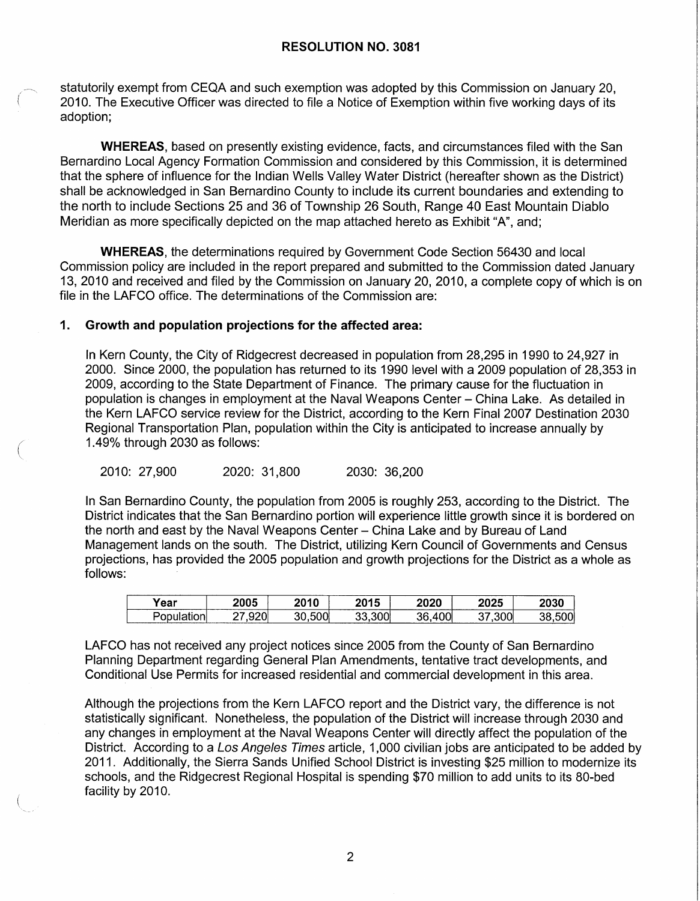## RESOLUTION NO. 3081

statutorily exempt from CEQA and such exemption was adopted by this Commission on January 20, 2010. The Executive Officer was directed to file a Notice of Exemption within five working days of its adoption;

**WHEREAS**, based on presently existing evidence, facts, and circumstances filed with the San Bernardino Local Agency Formation Commission and considered by this Commission, it is determined that the sphere of influence for the Indian Wells Valley Water District (hereafter shown as the District) shall be acknowledged in San Bernardino County to include its current boundaries and extending to the north to include Sections 25 and 36 of Township 26 South, Range 40 East Mountain Diablo Meridian as more specifically depicted on the map attached hereto as Exhibit "A", and;

**WHEREAS**, the determinations required by Government Code Section 56430 and local Commission policy are included in the report prepared and submitted to the Commission dated January 13, 2010 and received and filed by the Commission on January 20, 2010, a complete copy of which is on file in the LAFCO office. The determinations of the Commission are:

### 1. Growth and population projections for the affected area:

In Kern County, the City of Ridgecrest decreased in population from 28,295 in 1990 to 24,927 in 2000. Since 2000, the population has returned to its 1990 level with a 2009 population of 28,353 in 2009, according to the State Department of Finance. The primary cause for the fluctuation in population is changes in employment at the Naval Weapons Center – China Lake. As detailed in the Kern LAFCO service review for the District, according to the Kern Final 2007 Destination 2030 Regional Transportation Plan, population within the City is anticipated to increase annually by 1.49% through 2030 as follows:

2010: 27,900 2020: 31,800 2030: 36,200

In San Bernardino County, the population from 2005 is roughly 253, according to the District. The District indicates that the San Bernardino portion will experience little growth since it is bordered on the north and east by the Naval Weapons Center – China Lake and by Bureau of Land Management lands on the south. The District, utilizing Kern Council of Governments and Census projections, has provided the 2005 population and growth projections for the District as a whole as follows:

| Year | 2005 | 2010 | 2015 | 2020 | 2025 | 2030 |
| --- | --- | --- | --- | --- | --- | --- |
| Population | 27,920 | 30,500 | 33,300 | 36,400 | 37,300 | 38,500 |

LAFCO has not received any project notices since 2005 from the County of San Bernardino Planning Department regarding General Plan Amendments, tentative tract developments, and Conditional Use Permits for increased residential and commercial development in this area.

Although the projections from the Kern LAFCO report and the District vary, the difference is not statistically significant. Nonetheless, the population of the District will increase through 2030 and any changes in employment at the Naval Weapons Center will directly affect the population of the District. According to a *Los Angeles Times* article, 1,000 civilian jobs are anticipated to be added by 2011. Additionally, the Sierra Sands Unified School District is investing $25 million to modernize its schools, and the Ridgecrest Regional Hospital is spending $70 million to add units to its 80-bed facility by 2010.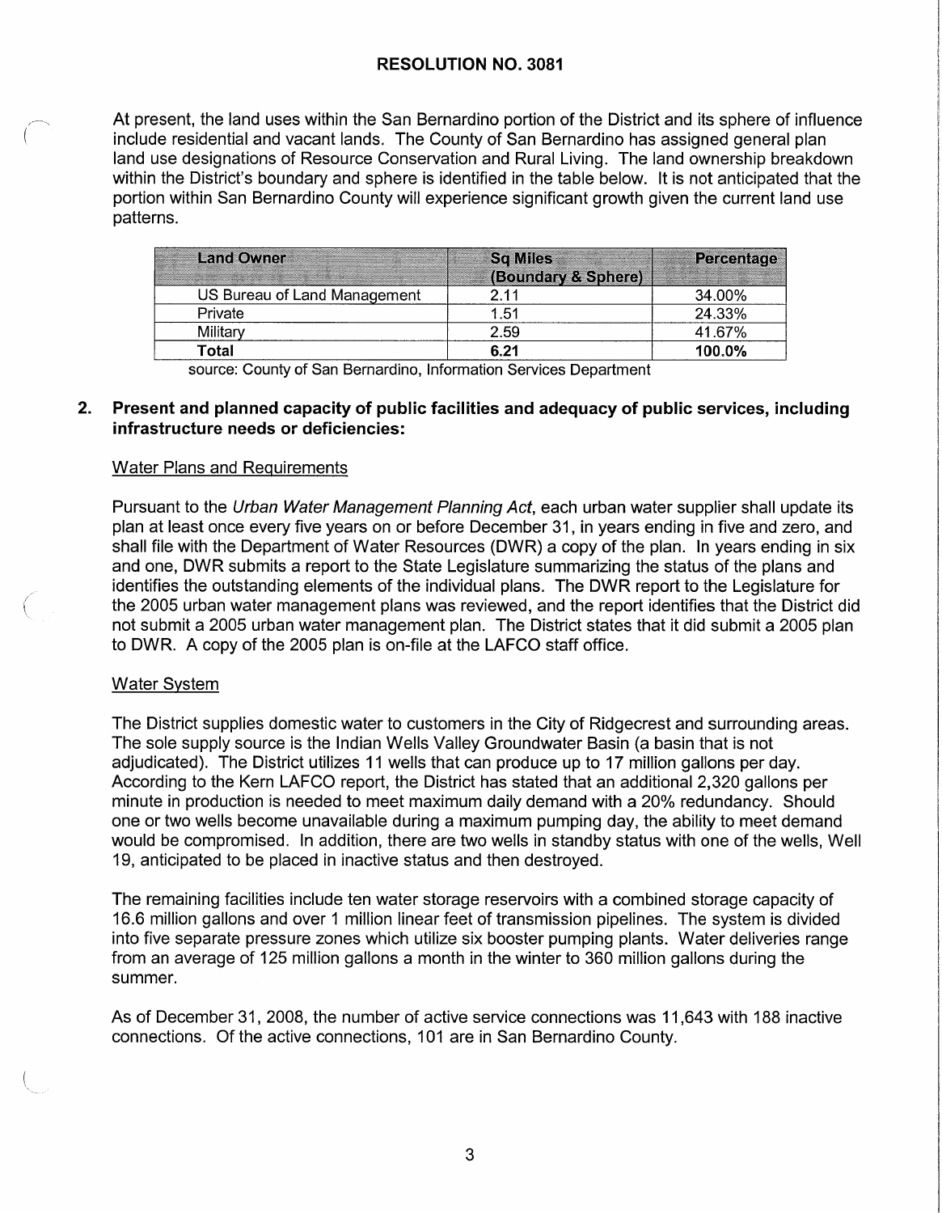# RESOLUTION NO. 3081

At present, the land uses within the San Bernardino portion of the District and its sphere of influence include residential and vacant lands. The County of San Bernardino has assigned general plan land use designations of Resource Conservation and Rural Living. The land ownership breakdown within the District's boundary and sphere is identified in the table below. It is not anticipated that the portion within San Bernardino County will experience significant growth given the current land use patterns.

| Land Owner | Sq Miles (Boundary & Sphere) | Percentage |
|---|---|---|
| US Bureau of Land Management | 2.11 | 34.00% |
| Private | 1.51 | 24.33% |
| Military | 2.59 | 41.67% |
| **Total** | **6.21** | **100.0%** |

source: County of San Bernardino, Information Services Department

**2. Present and planned capacity of public facilities and adequacy of public services, including infrastructure needs or deficiencies:**

Water Plans and Requirements

Pursuant to the *Urban Water Management Planning Act*, each urban water supplier shall update its plan at least once every five years on or before December 31, in years ending in five and zero, and shall file with the Department of Water Resources (DWR) a copy of the plan. In years ending in six and one, DWR submits a report to the State Legislature summarizing the status of the plans and identifies the outstanding elements of the individual plans. The DWR report to the Legislature for the 2005 urban water management plans was reviewed, and the report identifies that the District did not submit a 2005 urban water management plan. The District states that it did submit a 2005 plan to DWR. A copy of the 2005 plan is on-file at the LAFCO staff office.

Water System

The District supplies domestic water to customers in the City of Ridgecrest and surrounding areas. The sole supply source is the Indian Wells Valley Groundwater Basin (a basin that is not adjudicated). The District utilizes 11 wells that can produce up to 17 million gallons per day. According to the Kern LAFCO report, the District has stated that an additional 2,320 gallons per minute in production is needed to meet maximum daily demand with a 20% redundancy. Should one or two wells become unavailable during a maximum pumping day, the ability to meet demand would be compromised. In addition, there are two wells in standby status with one of the wells, Well 19, anticipated to be placed in inactive status and then destroyed.

The remaining facilities include ten water storage reservoirs with a combined storage capacity of 16.6 million gallons and over 1 million linear feet of transmission pipelines. The system is divided into five separate pressure zones which utilize six booster pumping plants. Water deliveries range from an average of 125 million gallons a month in the winter to 360 million gallons during the summer.

As of December 31, 2008, the number of active service connections was 11,643 with 188 inactive connections. Of the active connections, 101 are in San Bernardino County.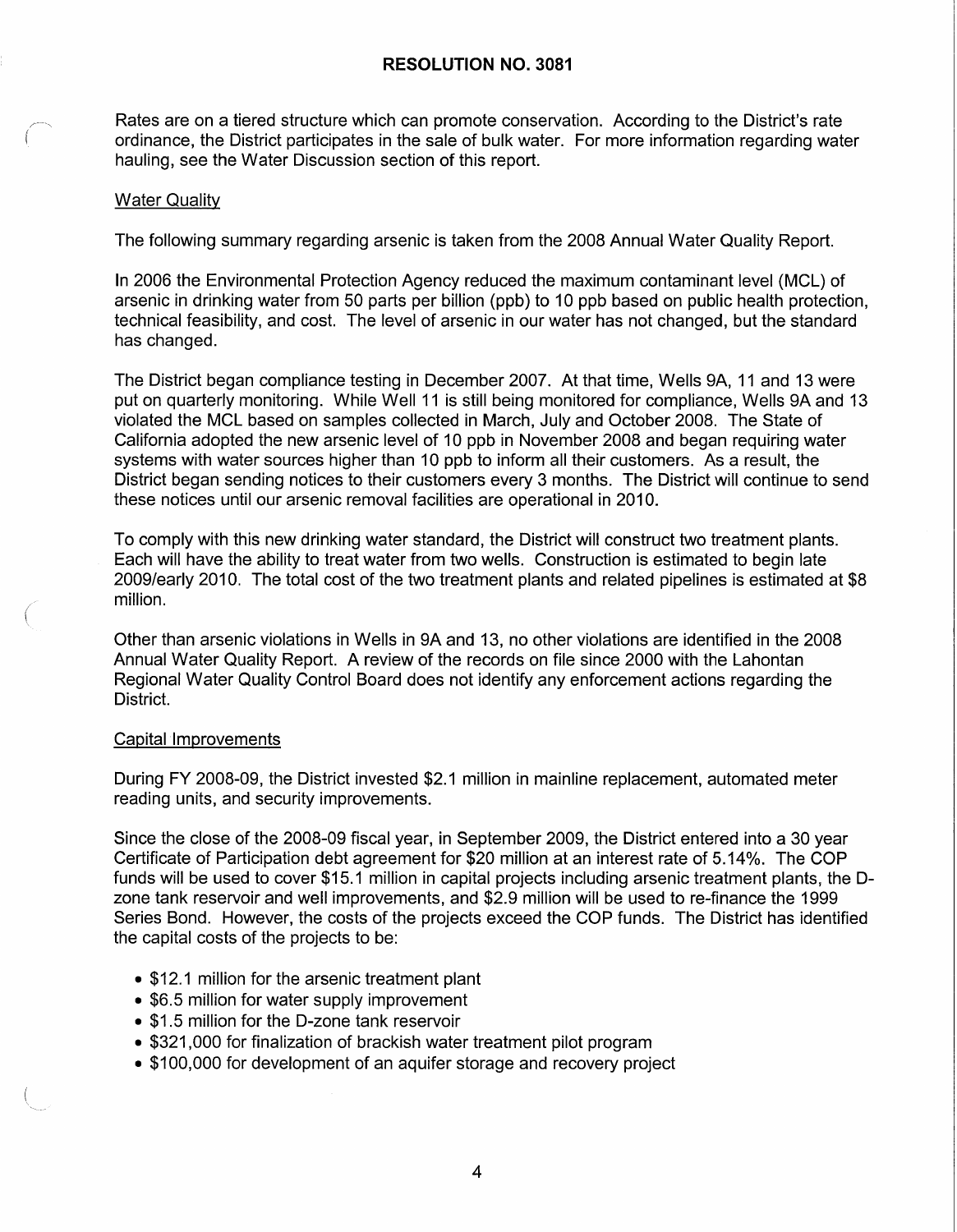# RESOLUTION NO. 3081

Rates are on a tiered structure which can promote conservation. According to the District's rate ordinance, the District participates in the sale of bulk water. For more information regarding water hauling, see the Water Discussion section of this report.

Water Quality

The following summary regarding arsenic is taken from the 2008 Annual Water Quality Report.

In 2006 the Environmental Protection Agency reduced the maximum contaminant level (MCL) of arsenic in drinking water from 50 parts per billion (ppb) to 10 ppb based on public health protection, technical feasibility, and cost. The level of arsenic in our water has not changed, but the standard has changed.

The District began compliance testing in December 2007. At that time, Wells 9A, 11 and 13 were put on quarterly monitoring. While Well 11 is still being monitored for compliance, Wells 9A and 13 violated the MCL based on samples collected in March, July and October 2008. The State of California adopted the new arsenic level of 10 ppb in November 2008 and began requiring water systems with water sources higher than 10 ppb to inform all their customers. As a result, the District began sending notices to their customers every 3 months. The District will continue to send these notices until our arsenic removal facilities are operational in 2010.

To comply with this new drinking water standard, the District will construct two treatment plants. Each will have the ability to treat water from two wells. Construction is estimated to begin late 2009/early 2010. The total cost of the two treatment plants and related pipelines is estimated at $8 million.

Other than arsenic violations in Wells in 9A and 13, no other violations are identified in the 2008 Annual Water Quality Report. A review of the records on file since 2000 with the Lahontan Regional Water Quality Control Board does not identify any enforcement actions regarding the District.

Capital Improvements

During FY 2008-09, the District invested $2.1 million in mainline replacement, automated meter reading units, and security improvements.

Since the close of the 2008-09 fiscal year, in September 2009, the District entered into a 30 year Certificate of Participation debt agreement for $20 million at an interest rate of 5.14%. The COP funds will be used to cover $15.1 million in capital projects including arsenic treatment plants, the D-zone tank reservoir and well improvements, and $2.9 million will be used to re-finance the 1999 Series Bond. However, the costs of the projects exceed the COP funds. The District has identified the capital costs of the projects to be:

- $12.1 million for the arsenic treatment plant
- $6.5 million for water supply improvement
- $1.5 million for the D-zone tank reservoir
- $321,000 for finalization of brackish water treatment pilot program
- $100,000 for development of an aquifer storage and recovery project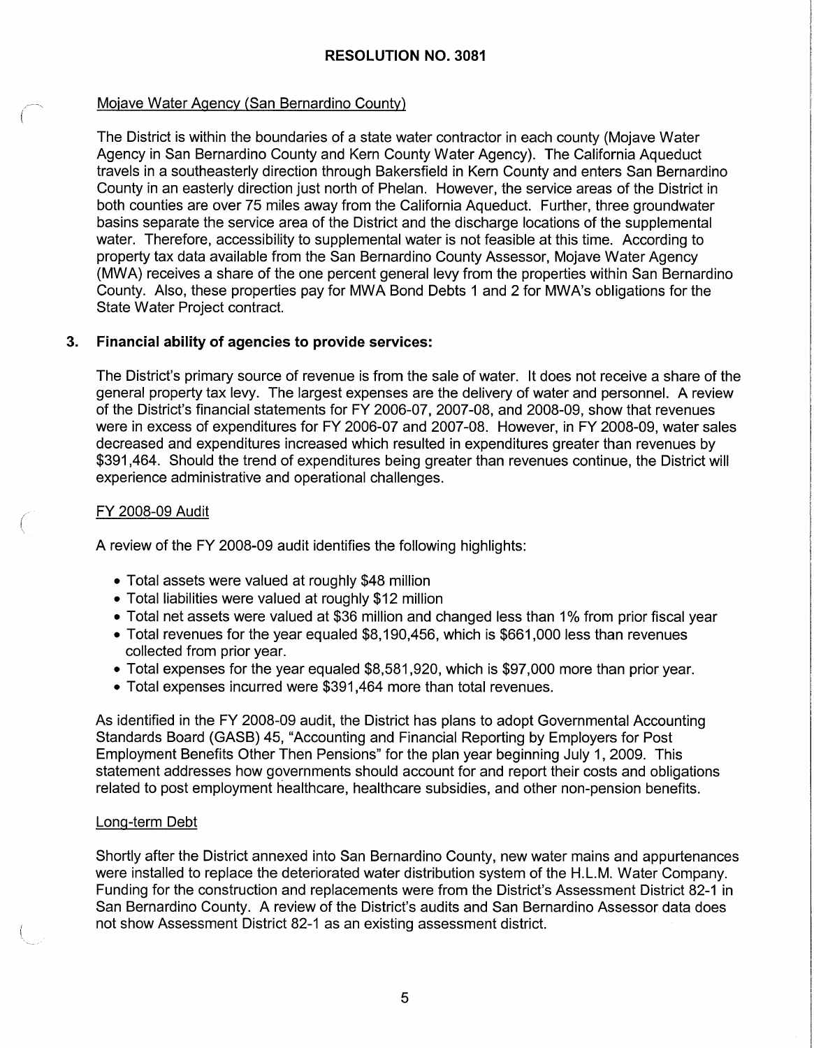**RESOLUTION NO. 3081**

Mojave Water Agency (San Bernardino County)

The District is within the boundaries of a state water contractor in each county (Mojave Water Agency in San Bernardino County and Kern County Water Agency). The California Aqueduct travels in a southeasterly direction through Bakersfield in Kern County and enters San Bernardino County in an easterly direction just north of Phelan. However, the service areas of the District in both counties are over 75 miles away from the California Aqueduct. Further, three groundwater basins separate the service area of the District and the discharge locations of the supplemental water. Therefore, accessibility to supplemental water is not feasible at this time. According to property tax data available from the San Bernardino County Assessor, Mojave Water Agency (MWA) receives a share of the one percent general levy from the properties within San Bernardino County. Also, these properties pay for MWA Bond Debts 1 and 2 for MWA's obligations for the State Water Project contract.

**3. Financial ability of agencies to provide services:**

The District's primary source of revenue is from the sale of water. It does not receive a share of the general property tax levy. The largest expenses are the delivery of water and personnel. A review of the District's financial statements for FY 2006-07, 2007-08, and 2008-09, show that revenues were in excess of expenditures for FY 2006-07 and 2007-08. However, in FY 2008-09, water sales decreased and expenditures increased which resulted in expenditures greater than revenues by $391,464. Should the trend of expenditures being greater than revenues continue, the District will experience administrative and operational challenges.

FY 2008-09 Audit

A review of the FY 2008-09 audit identifies the following highlights:

- Total assets were valued at roughly $48 million
- Total liabilities were valued at roughly $12 million
- Total net assets were valued at $36 million and changed less than 1% from prior fiscal year
- Total revenues for the year equaled $8,190,456, which is $661,000 less than revenues collected from prior year.
- Total expenses for the year equaled $8,581,920, which is $97,000 more than prior year.
- Total expenses incurred were $391,464 more than total revenues.

As identified in the FY 2008-09 audit, the District has plans to adopt Governmental Accounting Standards Board (GASB) 45, "Accounting and Financial Reporting by Employers for Post Employment Benefits Other Then Pensions" for the plan year beginning July 1, 2009. This statement addresses how governments should account for and report their costs and obligations related to post employment healthcare, healthcare subsidies, and other non-pension benefits.

Long-term Debt

Shortly after the District annexed into San Bernardino County, new water mains and appurtenances were installed to replace the deteriorated water distribution system of the H.L.M. Water Company. Funding for the construction and replacements were from the District's Assessment District 82-1 in San Bernardino County. A review of the District's audits and San Bernardino Assessor data does not show Assessment District 82-1 as an existing assessment district.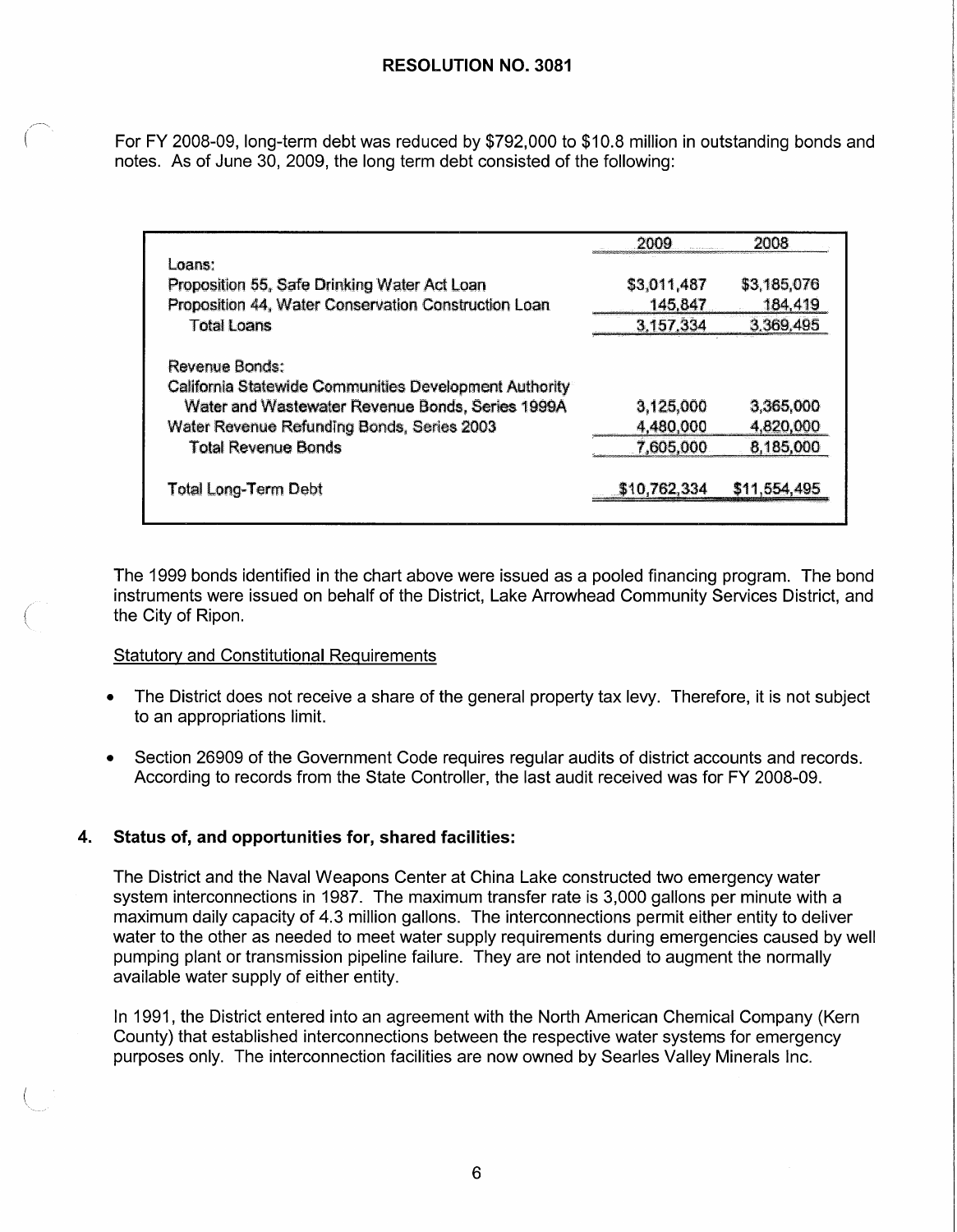## RESOLUTION NO. 3081

For FY 2008-09, long-term debt was reduced by $792,000 to $10.8 million in outstanding bonds and notes. As of June 30, 2009, the long term debt consisted of the following:

| | 2009 | 2008 |
|---|---|---|
| Loans: | | |
| Proposition 55, Safe Drinking Water Act Loan | $3,011,487 | $3,185,076 |
| Proposition 44, Water Conservation Construction Loan | 145,847 | 184,419 |
| Total Loans | 3,157,334 | 3,369,495 |
| Revenue Bonds: | | |
| California Statewide Communities Development Authority Water and Wastewater Revenue Bonds, Series 1999A | 3,125,000 | 3,365,000 |
| Water Revenue Refunding Bonds, Series 2003 | 4,480,000 | 4,820,000 |
| Total Revenue Bonds | 7,605,000 | 8,185,000 |
| Total Long-Term Debt | $10,762,334 | $11,554,495 |

The 1999 bonds identified in the chart above were issued as a pooled financing program. The bond instruments were issued on behalf of the District, Lake Arrowhead Community Services District, and the City of Ripon.

Statutory and Constitutional Requirements

- The District does not receive a share of the general property tax levy. Therefore, it is not subject to an appropriations limit.
- Section 26909 of the Government Code requires regular audits of district accounts and records. According to records from the State Controller, the last audit received was for FY 2008-09.

### 4. Status of, and opportunities for, shared facilities:

The District and the Naval Weapons Center at China Lake constructed two emergency water system interconnections in 1987. The maximum transfer rate is 3,000 gallons per minute with a maximum daily capacity of 4.3 million gallons. The interconnections permit either entity to deliver water to the other as needed to meet water supply requirements during emergencies caused by well pumping plant or transmission pipeline failure. They are not intended to augment the normally available water supply of either entity.

In 1991, the District entered into an agreement with the North American Chemical Company (Kern County) that established interconnections between the respective water systems for emergency purposes only. The interconnection facilities are now owned by Searles Valley Minerals Inc.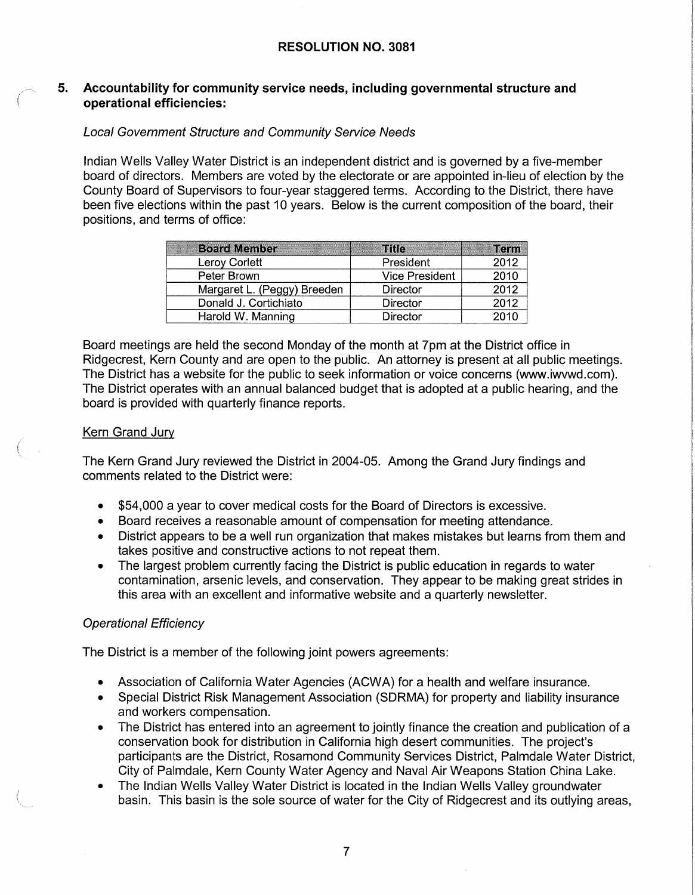## RESOLUTION NO. 3081

### 5. Accountability for community service needs, including governmental structure and operational efficiencies:

*Local Government Structure and Community Service Needs*

Indian Wells Valley Water District is an independent district and is governed by a five-member board of directors. Members are voted by the electorate or are appointed in-lieu of election by the County Board of Supervisors to four-year staggered terms. According to the District, there have been five elections within the past 10 years. Below is the current composition of the board, their positions, and terms of office:

| Board Member | Title | Term |
|---|---|---|
| Leroy Corlett | President | 2012 |
| Peter Brown | Vice President | 2010 |
| Margaret L. (Peggy) Breeden | Director | 2012 |
| Donald J. Cortichiato | Director | 2012 |
| Harold W. Manning | Director | 2010 |

Board meetings are held the second Monday of the month at 7pm at the District office in Ridgecrest, Kern County and are open to the public. An attorney is present at all public meetings. The District has a website for the public to seek information or voice concerns (www.iwvwd.com). The District operates with an annual balanced budget that is adopted at a public hearing, and the board is provided with quarterly finance reports.

Kern Grand Jury

The Kern Grand Jury reviewed the District in 2004-05. Among the Grand Jury findings and comments related to the District were:

- $54,000 a year to cover medical costs for the Board of Directors is excessive.
- Board receives a reasonable amount of compensation for meeting attendance.
- District appears to be a well run organization that makes mistakes but learns from them and takes positive and constructive actions to not repeat them.
- The largest problem currently facing the District is public education in regards to water contamination, arsenic levels, and conservation. They appear to be making great strides in this area with an excellent and informative website and a quarterly newsletter.

*Operational Efficiency*

The District is a member of the following joint powers agreements:

- Association of California Water Agencies (ACWA) for a health and welfare insurance.
- Special District Risk Management Association (SDRMA) for property and liability insurance and workers compensation.
- The District has entered into an agreement to jointly finance the creation and publication of a conservation book for distribution in California high desert communities. The project's participants are the District, Rosamond Community Services District, Palmdale Water District, City of Palmdale, Kern County Water Agency and Naval Air Weapons Station China Lake.
- The Indian Wells Valley Water District is located in the Indian Wells Valley groundwater basin. This basin is the sole source of water for the City of Ridgecrest and its outlying areas,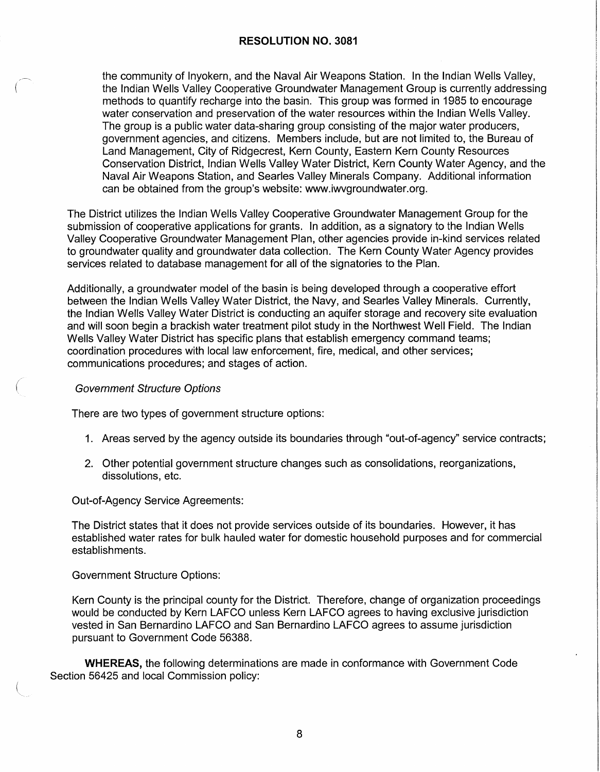the community of Inyokern, and the Naval Air Weapons Station. In the Indian Wells Valley, the Indian Wells Valley Cooperative Groundwater Management Group is currently addressing methods to quantify recharge into the basin. This group was formed in 1985 to encourage water conservation and preservation of the water resources within the Indian Wells Valley. The group is a public water data-sharing group consisting of the major water producers, government agencies, and citizens. Members include, but are not limited to, the Bureau of Land Management, City of Ridgecrest, Kern County, Eastern Kern County Resources Conservation District, Indian Wells Valley Water District, Kern County Water Agency, and the Naval Air Weapons Station, and Searles Valley Minerals Company. Additional information can be obtained from the group's website: www.iwvgroundwater.org.

The District utilizes the Indian Wells Valley Cooperative Groundwater Management Group for the submission of cooperative applications for grants. In addition, as a signatory to the Indian Wells Valley Cooperative Groundwater Management Plan, other agencies provide in-kind services related to groundwater quality and groundwater data collection. The Kern County Water Agency provides services related to database management for all of the signatories to the Plan.

Additionally, a groundwater model of the basin is being developed through a cooperative effort between the Indian Wells Valley Water District, the Navy, and Searles Valley Minerals. Currently, the Indian Wells Valley Water District is conducting an aquifer storage and recovery site evaluation and will soon begin a brackish water treatment pilot study in the Northwest Well Field. The Indian Wells Valley Water District has specific plans that establish emergency command teams; coordination procedures with local law enforcement, fire, medical, and other services; communications procedures; and stages of action.

*Government Structure Options*

There are two types of government structure options:

1. Areas served by the agency outside its boundaries through "out-of-agency" service contracts;

2. Other potential government structure changes such as consolidations, reorganizations, dissolutions, etc.

Out-of-Agency Service Agreements:

The District states that it does not provide services outside of its boundaries. However, it has established water rates for bulk hauled water for domestic household purposes and for commercial establishments.

Government Structure Options:

Kern County is the principal county for the District. Therefore, change of organization proceedings would be conducted by Kern LAFCO unless Kern LAFCO agrees to having exclusive jurisdiction vested in San Bernardino LAFCO and San Bernardino LAFCO agrees to assume jurisdiction pursuant to Government Code 56388.

**WHEREAS,** the following determinations are made in conformance with Government Code Section 56425 and local Commission policy: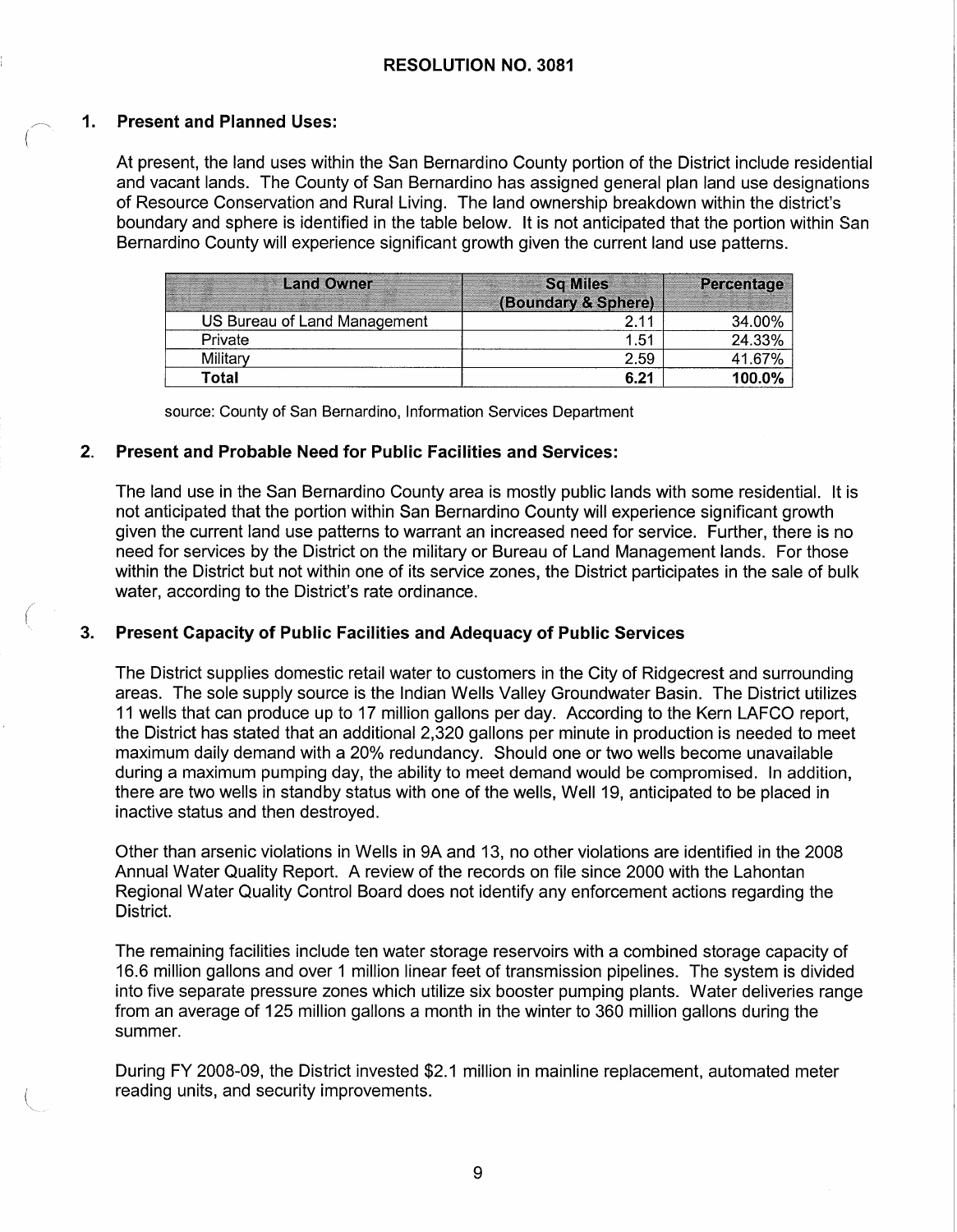## RESOLUTION NO. 3081

### 1. Present and Planned Uses:

At present, the land uses within the San Bernardino County portion of the District include residential and vacant lands. The County of San Bernardino has assigned general plan land use designations of Resource Conservation and Rural Living. The land ownership breakdown within the district's boundary and sphere is identified in the table below. It is not anticipated that the portion within San Bernardino County will experience significant growth given the current land use patterns.

| Land Owner | Sq Miles (Boundary & Sphere) | Percentage |
|---|---|---|
| US Bureau of Land Management | 2.11 | 34.00% |
| Private | 1.51 | 24.33% |
| Military | 2.59 | 41.67% |
| **Total** | **6.21** | **100.0%** |

source: County of San Bernardino, Information Services Department

### 2. Present and Probable Need for Public Facilities and Services:

The land use in the San Bernardino County area is mostly public lands with some residential. It is not anticipated that the portion within San Bernardino County will experience significant growth given the current land use patterns to warrant an increased need for service. Further, there is no need for services by the District on the military or Bureau of Land Management lands. For those within the District but not within one of its service zones, the District participates in the sale of bulk water, according to the District's rate ordinance.

### 3. Present Capacity of Public Facilities and Adequacy of Public Services

The District supplies domestic retail water to customers in the City of Ridgecrest and surrounding areas. The sole supply source is the Indian Wells Valley Groundwater Basin. The District utilizes 11 wells that can produce up to 17 million gallons per day. According to the Kern LAFCO report, the District has stated that an additional 2,320 gallons per minute in production is needed to meet maximum daily demand with a 20% redundancy. Should one or two wells become unavailable during a maximum pumping day, the ability to meet demand would be compromised. In addition, there are two wells in standby status with one of the wells, Well 19, anticipated to be placed in inactive status and then destroyed.

Other than arsenic violations in Wells in 9A and 13, no other violations are identified in the 2008 Annual Water Quality Report. A review of the records on file since 2000 with the Lahontan Regional Water Quality Control Board does not identify any enforcement actions regarding the District.

The remaining facilities include ten water storage reservoirs with a combined storage capacity of 16.6 million gallons and over 1 million linear feet of transmission pipelines. The system is divided into five separate pressure zones which utilize six booster pumping plants. Water deliveries range from an average of 125 million gallons a month in the winter to 360 million gallons during the summer.

During FY 2008-09, the District invested $2.1 million in mainline replacement, automated meter reading units, and security improvements.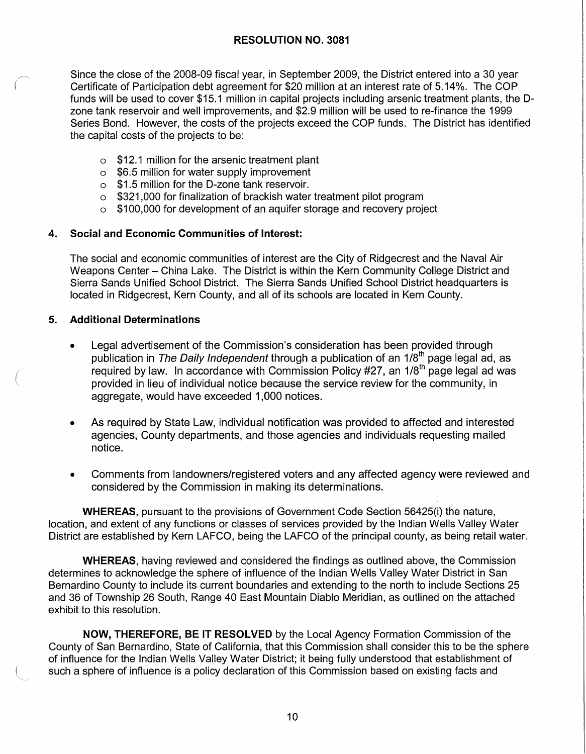## RESOLUTION NO. 3081

Since the close of the 2008-09 fiscal year, in September 2009, the District entered into a 30 year Certificate of Participation debt agreement for $20 million at an interest rate of 5.14%. The COP funds will be used to cover $15.1 million in capital projects including arsenic treatment plants, the D-zone tank reservoir and well improvements, and $2.9 million will be used to re-finance the 1999 Series Bond. However, the costs of the projects exceed the COP funds. The District has identified the capital costs of the projects to be:

- $12.1 million for the arsenic treatment plant
- $6.5 million for water supply improvement
- $1.5 million for the D-zone tank reservoir.
- $321,000 for finalization of brackish water treatment pilot program
- $100,000 for development of an aquifer storage and recovery project

### 4. Social and Economic Communities of Interest:

The social and economic communities of interest are the City of Ridgecrest and the Naval Air Weapons Center – China Lake. The District is within the Kern Community College District and Sierra Sands Unified School District. The Sierra Sands Unified School District headquarters is located in Ridgecrest, Kern County, and all of its schools are located in Kern County.

### 5. Additional Determinations

- Legal advertisement of the Commission's consideration has been provided through publication in *The Daily Independent* through a publication of an 1/8th page legal ad, as required by law. In accordance with Commission Policy #27, an 1/8th page legal ad was provided in lieu of individual notice because the service review for the community, in aggregate, would have exceeded 1,000 notices.

- As required by State Law, individual notification was provided to affected and interested agencies, County departments, and those agencies and individuals requesting mailed notice.

- Comments from landowners/registered voters and any affected agency were reviewed and considered by the Commission in making its determinations.

**WHEREAS**, pursuant to the provisions of Government Code Section 56425(i) the nature, location, and extent of any functions or classes of services provided by the Indian Wells Valley Water District are established by Kern LAFCO, being the LAFCO of the principal county, as being retail water.

**WHEREAS**, having reviewed and considered the findings as outlined above, the Commission determines to acknowledge the sphere of influence of the Indian Wells Valley Water District in San Bernardino County to include its current boundaries and extending to the north to include Sections 25 and 36 of Township 26 South, Range 40 East Mountain Diablo Meridian, as outlined on the attached exhibit to this resolution.

**NOW, THEREFORE, BE IT RESOLVED** by the Local Agency Formation Commission of the County of San Bernardino, State of California, that this Commission shall consider this to be the sphere of influence for the Indian Wells Valley Water District; it being fully understood that establishment of such a sphere of influence is a policy declaration of this Commission based on existing facts and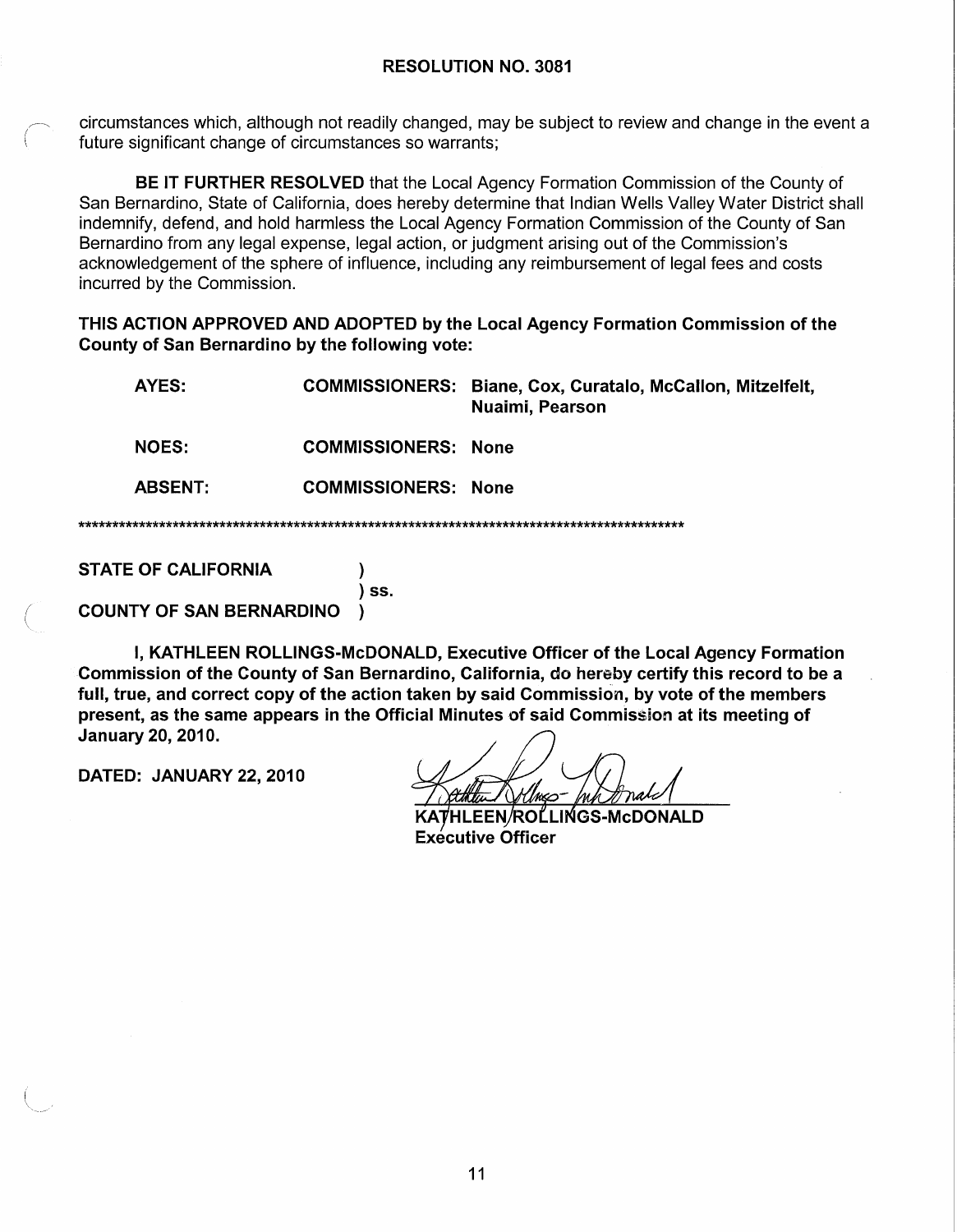# RESOLUTION NO. 3081

circumstances which, although not readily changed, may be subject to review and change in the event a future significant change of circumstances so warrants;

**BE IT FURTHER RESOLVED** that the Local Agency Formation Commission of the County of San Bernardino, State of California, does hereby determine that Indian Wells Valley Water District shall indemnify, defend, and hold harmless the Local Agency Formation Commission of the County of San Bernardino from any legal expense, legal action, or judgment arising out of the Commission's acknowledgement of the sphere of influence, including any reimbursement of legal fees and costs incurred by the Commission.

**THIS ACTION APPROVED AND ADOPTED by the Local Agency Formation Commission of the County of San Bernardino by the following vote:**

| | | |
|---|---|---|
| **AYES:** | **COMMISSIONERS:** | **Biane, Cox, Curatalo, McCallon, Mitzelfelt, Nuaimi, Pearson** |
| **NOES:** | **COMMISSIONERS:** | **None** |
| **ABSENT:** | **COMMISSIONERS:** | **None** |

**************************************************************************************************

**STATE OF CALIFORNIA )**
**) ss.**
**COUNTY OF SAN BERNARDINO )**

**I, KATHLEEN ROLLINGS-McDONALD, Executive Officer of the Local Agency Formation Commission of the County of San Bernardino, California, do hereby certify this record to be a full, true, and correct copy of the action taken by said Commission, by vote of the members present, as the same appears in the Official Minutes of said Commission at its meeting of January 20, 2010.**

**DATED: JANUARY 22, 2010**

**KATHLEEN ROLLINGS-McDONALD**
**Executive Officer**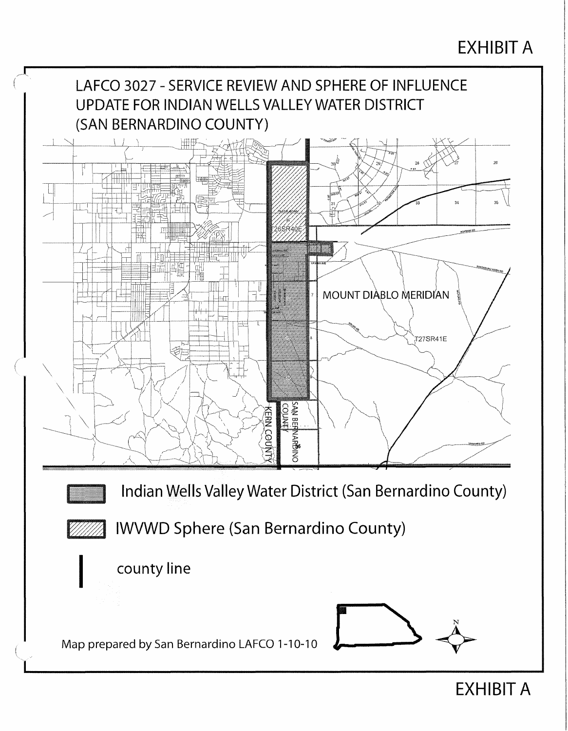# EXHIBIT A

## LAFCO 3027 - SERVICE REVIEW AND SPHERE OF INFLUENCE UPDATE FOR INDIAN WELLS VALLEY WATER DISTRICT (SAN BERNARDINO COUNTY)

T26SR40E

MOUNT DIABLO MERIDIAN

T27SR41E

KERN COUNTY

SAN BERNARDINO COUNTY

Indian Wells Valley Water District (San Bernardino County)

IWVWD Sphere (San Bernardino County)

county line

Map prepared by San Bernardino LAFCO 1-10-10

N

EXHIBIT A